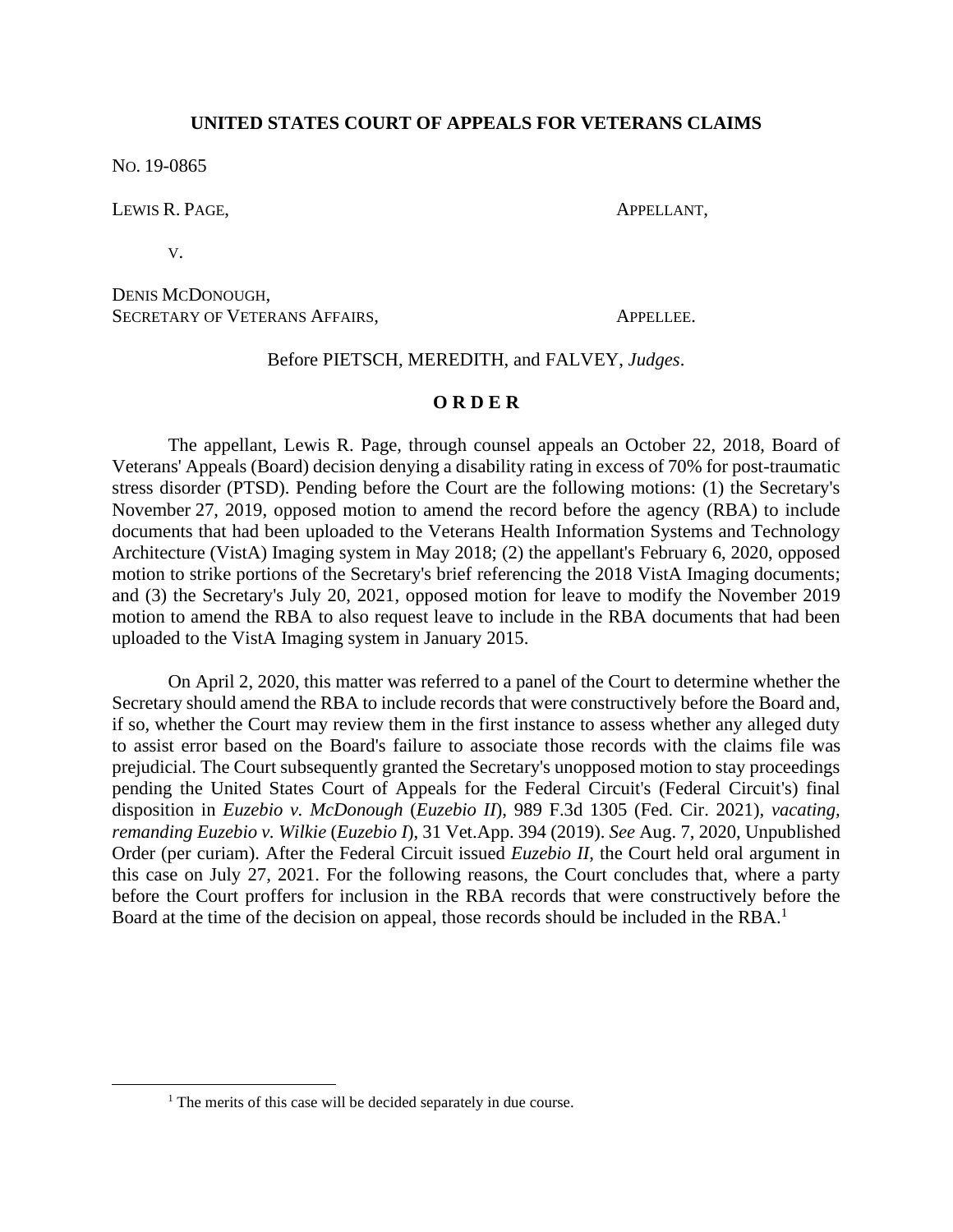**UNITED STATES COURT OF APPEALS FOR VETERANS CLAIMS**

NO. 19-0865

LEWIS R. PAGE, APPELLANT,

V.

DENIS MCDONOUGH,
SECRETARY OF VETERANS AFFAIRS, APPELLEE.

Before PIETSCH, MEREDITH, and FALVEY, *Judges*.

**O R D E R**

The appellant, Lewis R. Page, through counsel appeals an October 22, 2018, Board of Veterans' Appeals (Board) decision denying a disability rating in excess of 70% for post-traumatic stress disorder (PTSD). Pending before the Court are the following motions: (1) the Secretary's November 27, 2019, opposed motion to amend the record before the agency (RBA) to include documents that had been uploaded to the Veterans Health Information Systems and Technology Architecture (VistA) Imaging system in May 2018; (2) the appellant's February 6, 2020, opposed motion to strike portions of the Secretary's brief referencing the 2018 VistA Imaging documents; and (3) the Secretary's July 20, 2021, opposed motion for leave to modify the November 2019 motion to amend the RBA to also request leave to include in the RBA documents that had been uploaded to the VistA Imaging system in January 2015.

On April 2, 2020, this matter was referred to a panel of the Court to determine whether the Secretary should amend the RBA to include records that were constructively before the Board and, if so, whether the Court may review them in the first instance to assess whether any alleged duty to assist error based on the Board's failure to associate those records with the claims file was prejudicial. The Court subsequently granted the Secretary's unopposed motion to stay proceedings pending the United States Court of Appeals for the Federal Circuit's (Federal Circuit's) final disposition in *Euzebio v. McDonough* (*Euzebio II*), 989 F.3d 1305 (Fed. Cir. 2021), *vacating, remanding Euzebio v. Wilkie* (*Euzebio I*), 31 Vet.App. 394 (2019). *See* Aug. 7, 2020, Unpublished Order (per curiam). After the Federal Circuit issued *Euzebio II*, the Court held oral argument in this case on July 27, 2021. For the following reasons, the Court concludes that, where a party before the Court proffers for inclusion in the RBA records that were constructively before the Board at the time of the decision on appeal, those records should be included in the RBA.[1]

---

[1] The merits of this case will be decided separately in due course.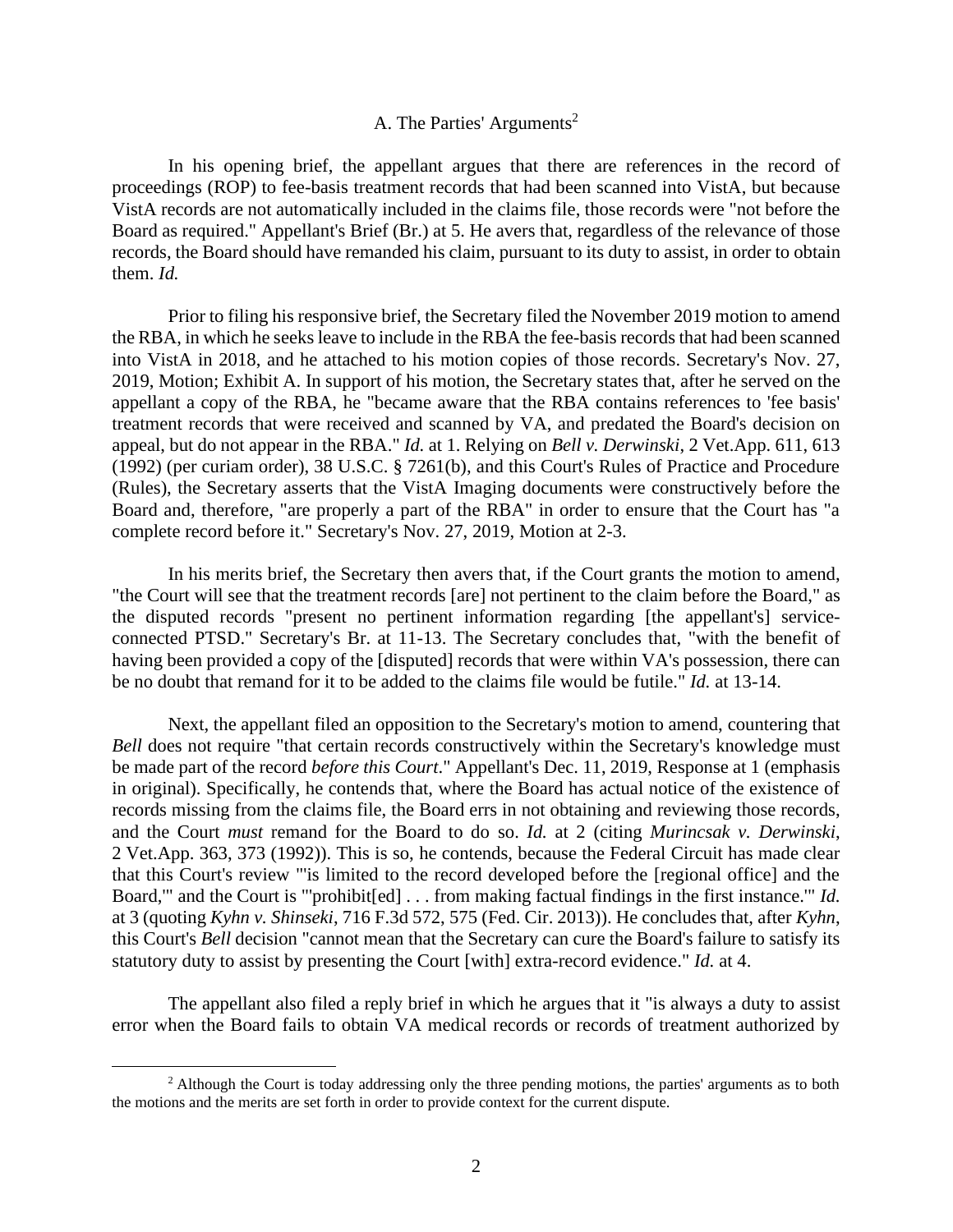### A. The Parties' Arguments[2]

In his opening brief, the appellant argues that there are references in the record of proceedings (ROP) to fee-basis treatment records that had been scanned into VistA, but because VistA records are not automatically included in the claims file, those records were "not before the Board as required." Appellant's Brief (Br.) at 5. He avers that, regardless of the relevance of those records, the Board should have remanded his claim, pursuant to its duty to assist, in order to obtain them. *Id.*

Prior to filing his responsive brief, the Secretary filed the November 2019 motion to amend the RBA, in which he seeks leave to include in the RBA the fee-basis records that had been scanned into VistA in 2018, and he attached to his motion copies of those records. Secretary's Nov. 27, 2019, Motion; Exhibit A. In support of his motion, the Secretary states that, after he served on the appellant a copy of the RBA, he "became aware that the RBA contains references to 'fee basis' treatment records that were received and scanned by VA, and predated the Board's decision on appeal, but do not appear in the RBA." *Id.* at 1. Relying on *Bell v. Derwinski*, 2 Vet.App. 611, 613 (1992) (per curiam order), 38 U.S.C. § 7261(b), and this Court's Rules of Practice and Procedure (Rules), the Secretary asserts that the VistA Imaging documents were constructively before the Board and, therefore, "are properly a part of the RBA" in order to ensure that the Court has "a complete record before it." Secretary's Nov. 27, 2019, Motion at 2-3.

In his merits brief, the Secretary then avers that, if the Court grants the motion to amend, "the Court will see that the treatment records [are] not pertinent to the claim before the Board," as the disputed records "present no pertinent information regarding [the appellant's] service-connected PTSD." Secretary's Br. at 11-13. The Secretary concludes that, "with the benefit of having been provided a copy of the [disputed] records that were within VA's possession, there can be no doubt that remand for it to be added to the claims file would be futile." *Id.* at 13-14.

Next, the appellant filed an opposition to the Secretary's motion to amend, countering that *Bell* does not require "that certain records constructively within the Secretary's knowledge must be made part of the record *before this Court*." Appellant's Dec. 11, 2019, Response at 1 (emphasis in original). Specifically, he contends that, where the Board has actual notice of the existence of records missing from the claims file, the Board errs in not obtaining and reviewing those records, and the Court *must* remand for the Board to do so. *Id.* at 2 (citing *Murincsak v. Derwinski*, 2 Vet.App. 363, 373 (1992)). This is so, he contends, because the Federal Circuit has made clear that this Court's review "'is limited to the record developed before the [regional office] and the Board,'" and the Court is "'prohibit[ed] . . . from making factual findings in the first instance.'" *Id.* at 3 (quoting *Kyhn v. Shinseki*, 716 F.3d 572, 575 (Fed. Cir. 2013)). He concludes that, after *Kyhn*, this Court's *Bell* decision "cannot mean that the Secretary can cure the Board's failure to satisfy its statutory duty to assist by presenting the Court [with] extra-record evidence." *Id.* at 4.

The appellant also filed a reply brief in which he argues that it "is always a duty to assist error when the Board fails to obtain VA medical records or records of treatment authorized by

---

[2] Although the Court is today addressing only the three pending motions, the parties' arguments as to both the motions and the merits are set forth in order to provide context for the current dispute.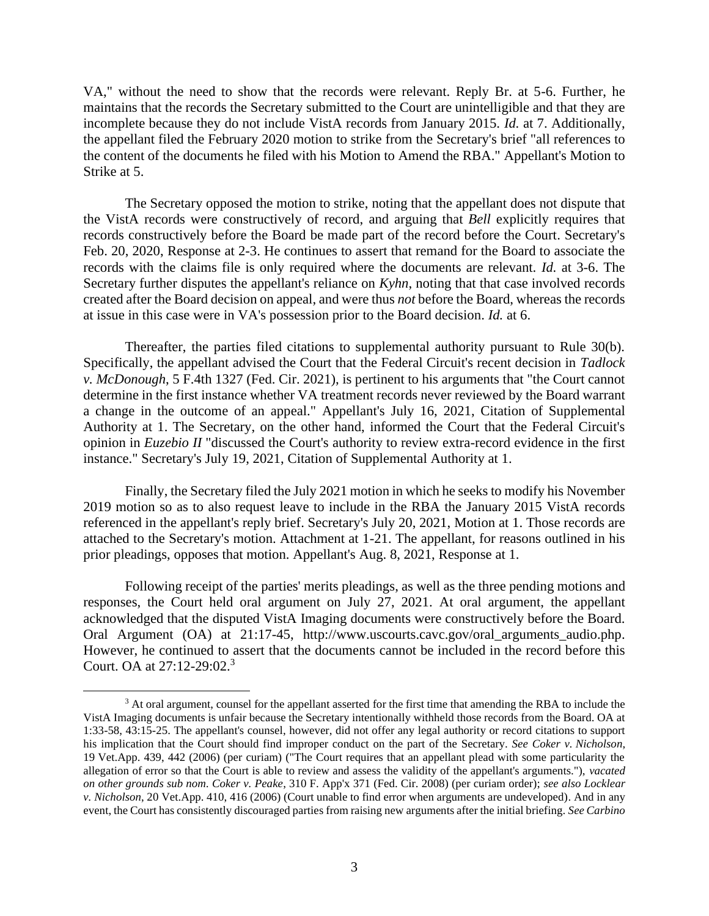VA," without the need to show that the records were relevant. Reply Br. at 5-6. Further, he maintains that the records the Secretary submitted to the Court are unintelligible and that they are incomplete because they do not include VistA records from January 2015. *Id.* at 7. Additionally, the appellant filed the February 2020 motion to strike from the Secretary's brief "all references to the content of the documents he filed with his Motion to Amend the RBA." Appellant's Motion to Strike at 5.

The Secretary opposed the motion to strike, noting that the appellant does not dispute that the VistA records were constructively of record, and arguing that *Bell* explicitly requires that records constructively before the Board be made part of the record before the Court. Secretary's Feb. 20, 2020, Response at 2-3. He continues to assert that remand for the Board to associate the records with the claims file is only required where the documents are relevant. *Id.* at 3-6. The Secretary further disputes the appellant's reliance on *Kyhn*, noting that that case involved records created after the Board decision on appeal, and were thus *not* before the Board, whereas the records at issue in this case were in VA's possession prior to the Board decision. *Id.* at 6.

Thereafter, the parties filed citations to supplemental authority pursuant to Rule 30(b). Specifically, the appellant advised the Court that the Federal Circuit's recent decision in *Tadlock v. McDonough*, 5 F.4th 1327 (Fed. Cir. 2021), is pertinent to his arguments that "the Court cannot determine in the first instance whether VA treatment records never reviewed by the Board warrant a change in the outcome of an appeal." Appellant's July 16, 2021, Citation of Supplemental Authority at 1. The Secretary, on the other hand, informed the Court that the Federal Circuit's opinion in *Euzebio II* "discussed the Court's authority to review extra-record evidence in the first instance." Secretary's July 19, 2021, Citation of Supplemental Authority at 1.

Finally, the Secretary filed the July 2021 motion in which he seeks to modify his November 2019 motion so as to also request leave to include in the RBA the January 2015 VistA records referenced in the appellant's reply brief. Secretary's July 20, 2021, Motion at 1. Those records are attached to the Secretary's motion. Attachment at 1-21. The appellant, for reasons outlined in his prior pleadings, opposes that motion. Appellant's Aug. 8, 2021, Response at 1.

Following receipt of the parties' merits pleadings, as well as the three pending motions and responses, the Court held oral argument on July 27, 2021. At oral argument, the appellant acknowledged that the disputed VistA Imaging documents were constructively before the Board. Oral Argument (OA) at 21:17-45, http://www.uscourts.cavc.gov/oral_arguments_audio.php. However, he continued to assert that the documents cannot be included in the record before this Court. OA at 27:12-29:02.[3]

[3] At oral argument, counsel for the appellant asserted for the first time that amending the RBA to include the VistA Imaging documents is unfair because the Secretary intentionally withheld those records from the Board. OA at 1:33-58, 43:15-25. The appellant's counsel, however, did not offer any legal authority or record citations to support his implication that the Court should find improper conduct on the part of the Secretary. *See Coker v. Nicholson*, 19 Vet.App. 439, 442 (2006) (per curiam) ("The Court requires that an appellant plead with some particularity the allegation of error so that the Court is able to review and assess the validity of the appellant's arguments."), *vacated on other grounds sub nom. Coker v. Peake*, 310 F. App'x 371 (Fed. Cir. 2008) (per curiam order); *see also Locklear v. Nicholson*, 20 Vet.App. 410, 416 (2006) (Court unable to find error when arguments are undeveloped). And in any event, the Court has consistently discouraged parties from raising new arguments after the initial briefing. *See Carbino*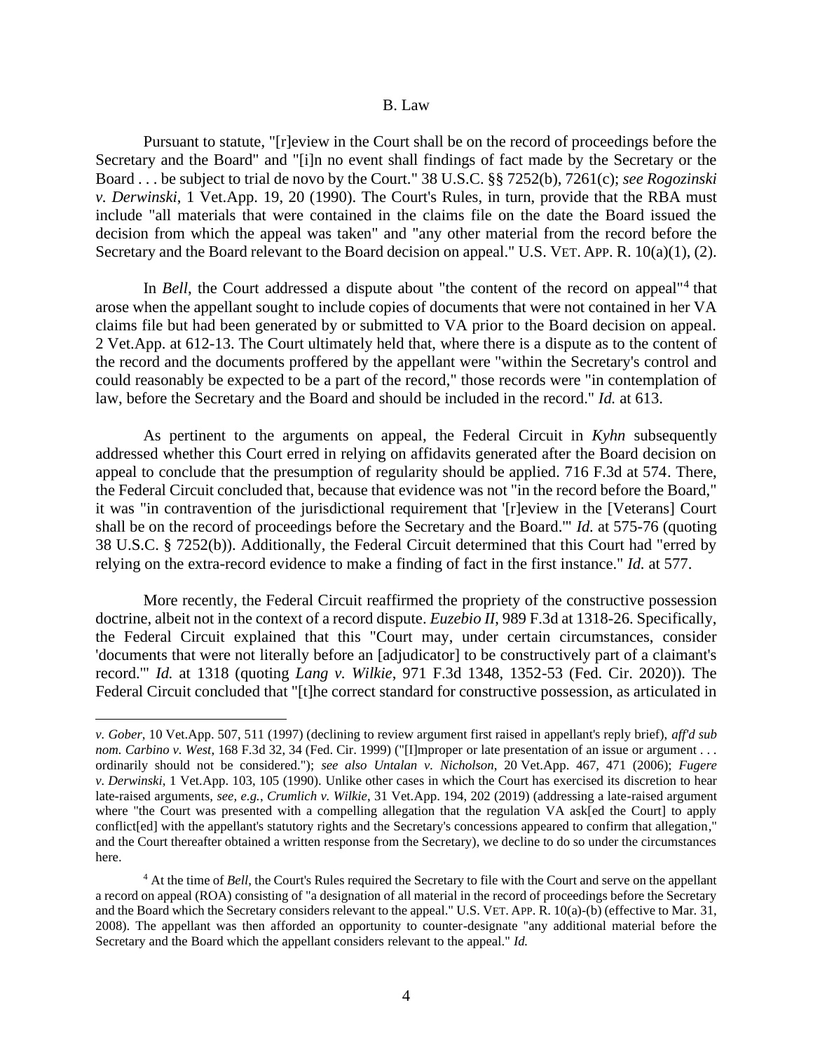B. Law

Pursuant to statute, "[r]eview in the Court shall be on the record of proceedings before the Secretary and the Board" and "[i]n no event shall findings of fact made by the Secretary or the Board . . . be subject to trial de novo by the Court." 38 U.S.C. §§ 7252(b), 7261(c); *see Rogozinski v. Derwinski*, 1 Vet.App. 19, 20 (1990). The Court's Rules, in turn, provide that the RBA must include "all materials that were contained in the claims file on the date the Board issued the decision from which the appeal was taken" and "any other material from the record before the Secretary and the Board relevant to the Board decision on appeal." U.S. VET. APP. R. 10(a)(1), (2).

In *Bell*, the Court addressed a dispute about "the content of the record on appeal"[4] that arose when the appellant sought to include copies of documents that were not contained in her VA claims file but had been generated by or submitted to VA prior to the Board decision on appeal. 2 Vet.App. at 612-13. The Court ultimately held that, where there is a dispute as to the content of the record and the documents proffered by the appellant were "within the Secretary's control and could reasonably be expected to be a part of the record," those records were "in contemplation of law, before the Secretary and the Board and should be included in the record." *Id.* at 613.

As pertinent to the arguments on appeal, the Federal Circuit in *Kyhn* subsequently addressed whether this Court erred in relying on affidavits generated after the Board decision on appeal to conclude that the presumption of regularity should be applied. 716 F.3d at 574. There, the Federal Circuit concluded that, because that evidence was not "in the record before the Board," it was "in contravention of the jurisdictional requirement that '[r]eview in the [Veterans] Court shall be on the record of proceedings before the Secretary and the Board.'" *Id.* at 575-76 (quoting 38 U.S.C. § 7252(b)). Additionally, the Federal Circuit determined that this Court had "erred by relying on the extra-record evidence to make a finding of fact in the first instance." *Id.* at 577.

More recently, the Federal Circuit reaffirmed the propriety of the constructive possession doctrine, albeit not in the context of a record dispute. *Euzebio II*, 989 F.3d at 1318-26. Specifically, the Federal Circuit explained that this "Court may, under certain circumstances, consider 'documents that were not literally before an [adjudicator] to be constructively part of a claimant's record.'" *Id.* at 1318 (quoting *Lang v. Wilkie*, 971 F.3d 1348, 1352-53 (Fed. Cir. 2020)). The Federal Circuit concluded that "[t]he correct standard for constructive possession, as articulated in

---

*v. Gober*, 10 Vet.App. 507, 511 (1997) (declining to review argument first raised in appellant's reply brief), *aff'd sub nom. Carbino v. West*, 168 F.3d 32, 34 (Fed. Cir. 1999) ("[I]mproper or late presentation of an issue or argument . . . ordinarily should not be considered."); *see also Untalan v. Nicholson*, 20 Vet.App. 467, 471 (2006); *Fugere v. Derwinski*, 1 Vet.App. 103, 105 (1990). Unlike other cases in which the Court has exercised its discretion to hear late-raised arguments, *see, e.g.*, *Crumlich v. Wilkie*, 31 Vet.App. 194, 202 (2019) (addressing a late-raised argument where "the Court was presented with a compelling allegation that the regulation VA ask[ed the Court] to apply conflict[ed] with the appellant's statutory rights and the Secretary's concessions appeared to confirm that allegation," and the Court thereafter obtained a written response from the Secretary), we decline to do so under the circumstances here.

[4] At the time of *Bell*, the Court's Rules required the Secretary to file with the Court and serve on the appellant a record on appeal (ROA) consisting of "a designation of all material in the record of proceedings before the Secretary and the Board which the Secretary considers relevant to the appeal." U.S. VET. APP. R. 10(a)-(b) (effective to Mar. 31, 2008). The appellant was then afforded an opportunity to counter-designate "any additional material before the Secretary and the Board which the appellant considers relevant to the appeal." *Id.*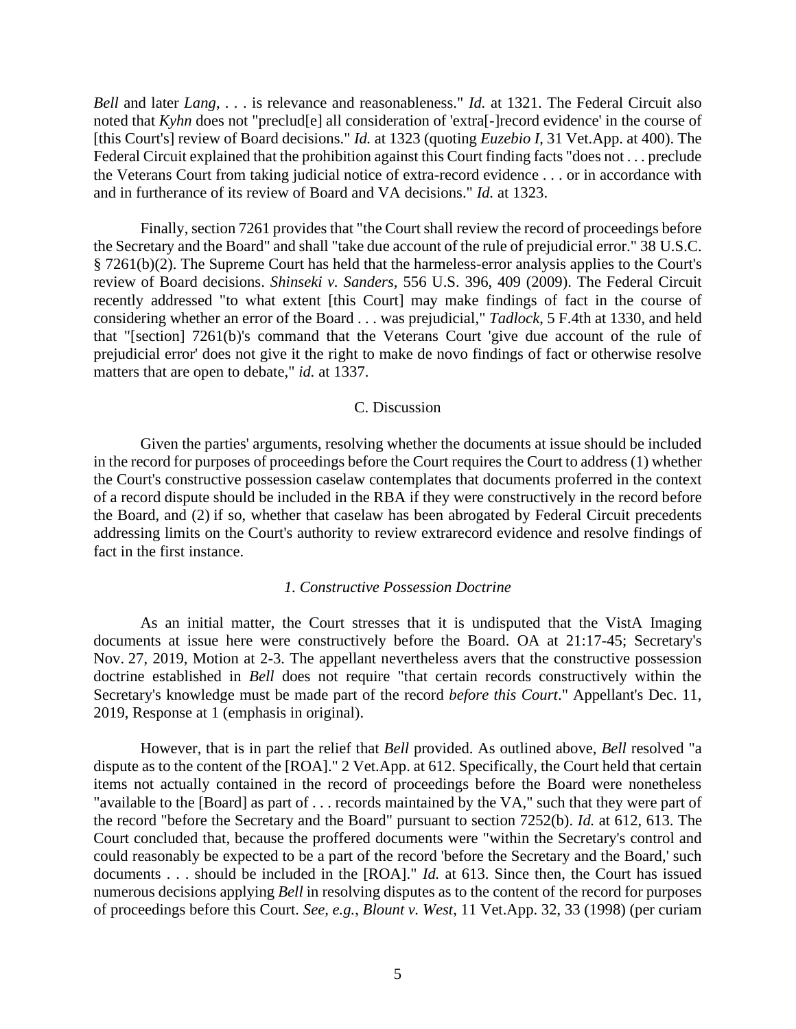*Bell* and later *Lang*, . . . is relevance and reasonableness." *Id.* at 1321. The Federal Circuit also noted that *Kyhn* does not "preclud[e] all consideration of 'extra[-]record evidence' in the course of [this Court's] review of Board decisions." *Id.* at 1323 (quoting *Euzebio I*, 31 Vet.App. at 400). The Federal Circuit explained that the prohibition against this Court finding facts "does not . . . preclude the Veterans Court from taking judicial notice of extra-record evidence . . . or in accordance with and in furtherance of its review of Board and VA decisions." *Id.* at 1323.

Finally, section 7261 provides that "the Court shall review the record of proceedings before the Secretary and the Board" and shall "take due account of the rule of prejudicial error." 38 U.S.C. § 7261(b)(2). The Supreme Court has held that the harmless-error analysis applies to the Court's review of Board decisions. *Shinseki v. Sanders*, 556 U.S. 396, 409 (2009). The Federal Circuit recently addressed "to what extent [this Court] may make findings of fact in the course of considering whether an error of the Board . . . was prejudicial," *Tadlock*, 5 F.4th at 1330, and held that "[section] 7261(b)'s command that the Veterans Court 'give due account of the rule of prejudicial error' does not give it the right to make de novo findings of fact or otherwise resolve matters that are open to debate," *id.* at 1337.

### C. Discussion

Given the parties' arguments, resolving whether the documents at issue should be included in the record for purposes of proceedings before the Court requires the Court to address (1) whether the Court's constructive possession caselaw contemplates that documents proferred in the context of a record dispute should be included in the RBA if they were constructively in the record before the Board, and (2) if so, whether that caselaw has been abrogated by Federal Circuit precedents addressing limits on the Court's authority to review extrarecord evidence and resolve findings of fact in the first instance.

#### *1. Constructive Possession Doctrine*

As an initial matter, the Court stresses that it is undisputed that the VistA Imaging documents at issue here were constructively before the Board. OA at 21:17-45; Secretary's Nov. 27, 2019, Motion at 2-3. The appellant nevertheless avers that the constructive possession doctrine established in *Bell* does not require "that certain records constructively within the Secretary's knowledge must be made part of the record *before this Court*." Appellant's Dec. 11, 2019, Response at 1 (emphasis in original).

However, that is in part the relief that *Bell* provided. As outlined above, *Bell* resolved "a dispute as to the content of the [ROA]." 2 Vet.App. at 612. Specifically, the Court held that certain items not actually contained in the record of proceedings before the Board were nonetheless "available to the [Board] as part of . . . records maintained by the VA," such that they were part of the record "before the Secretary and the Board" pursuant to section 7252(b). *Id.* at 612, 613. The Court concluded that, because the proffered documents were "within the Secretary's control and could reasonably be expected to be a part of the record 'before the Secretary and the Board,' such documents . . . should be included in the [ROA]." *Id.* at 613. Since then, the Court has issued numerous decisions applying *Bell* in resolving disputes as to the content of the record for purposes of proceedings before this Court. *See, e.g.*, *Blount v. West*, 11 Vet.App. 32, 33 (1998) (per curiam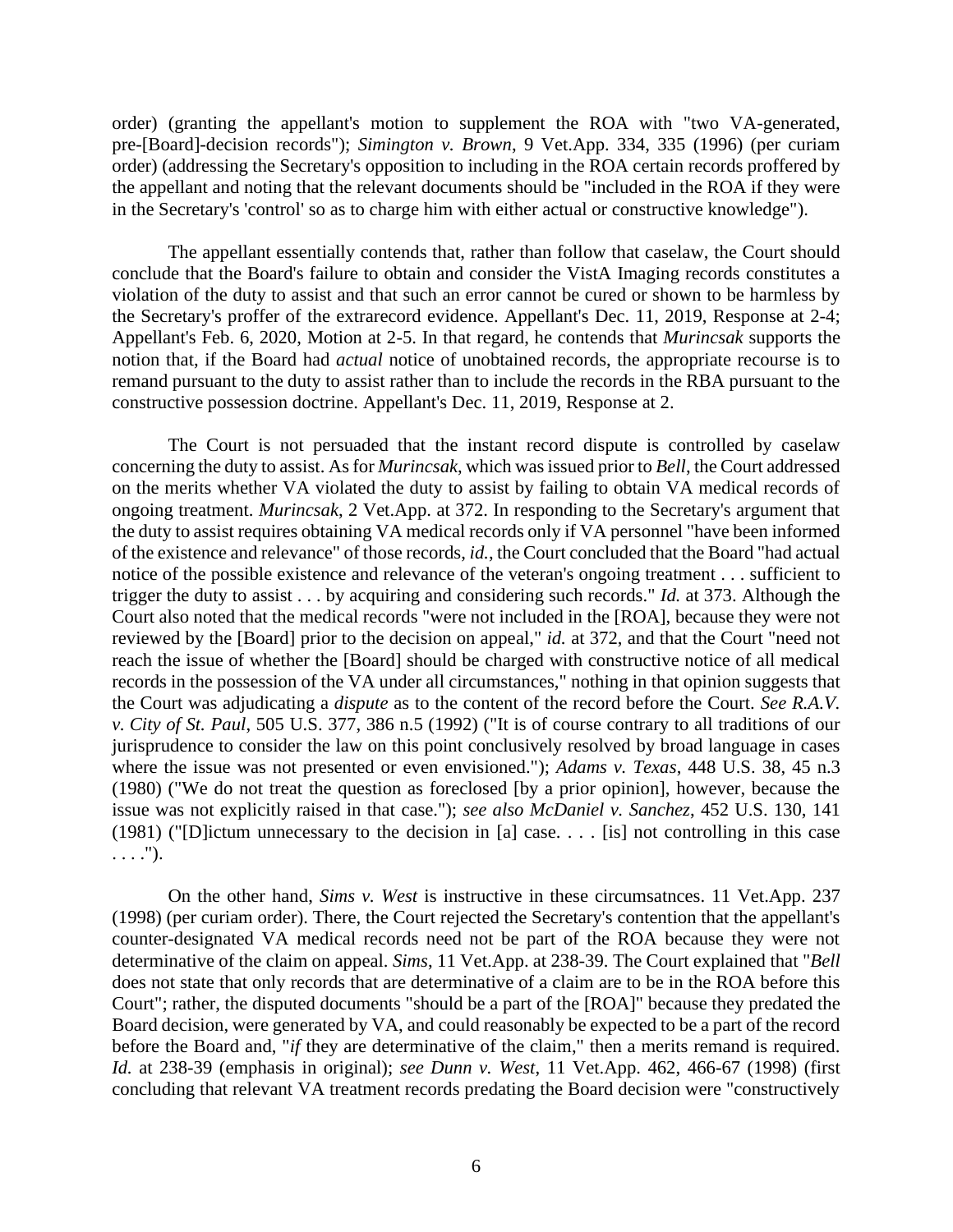order) (granting the appellant's motion to supplement the ROA with "two VA-generated, pre-[Board]-decision records"); *Simington v. Brown*, 9 Vet.App. 334, 335 (1996) (per curiam order) (addressing the Secretary's opposition to including in the ROA certain records proffered by the appellant and noting that the relevant documents should be "included in the ROA if they were in the Secretary's 'control' so as to charge him with either actual or constructive knowledge").

The appellant essentially contends that, rather than follow that caselaw, the Court should conclude that the Board's failure to obtain and consider the VistA Imaging records constitutes a violation of the duty to assist and that such an error cannot be cured or shown to be harmless by the Secretary's proffer of the extrarecord evidence. Appellant's Dec. 11, 2019, Response at 2-4; Appellant's Feb. 6, 2020, Motion at 2-5. In that regard, he contends that *Murincsak* supports the notion that, if the Board had *actual* notice of unobtained records, the appropriate recourse is to remand pursuant to the duty to assist rather than to include the records in the RBA pursuant to the constructive possession doctrine. Appellant's Dec. 11, 2019, Response at 2.

The Court is not persuaded that the instant record dispute is controlled by caselaw concerning the duty to assist. As for *Murincsak*, which was issued prior to *Bell*, the Court addressed on the merits whether VA violated the duty to assist by failing to obtain VA medical records of ongoing treatment. *Murincsak*, 2 Vet.App. at 372. In responding to the Secretary's argument that the duty to assist requires obtaining VA medical records only if VA personnel "have been informed of the existence and relevance" of those records, *id.*, the Court concluded that the Board "had actual notice of the possible existence and relevance of the veteran's ongoing treatment . . . sufficient to trigger the duty to assist . . . by acquiring and considering such records." *Id.* at 373. Although the Court also noted that the medical records "were not included in the [ROA], because they were not reviewed by the [Board] prior to the decision on appeal," *id.* at 372, and that the Court "need not reach the issue of whether the [Board] should be charged with constructive notice of all medical records in the possession of the VA under all circumstances," nothing in that opinion suggests that the Court was adjudicating a *dispute* as to the content of the record before the Court. *See R.A.V. v. City of St. Paul*, 505 U.S. 377, 386 n.5 (1992) ("It is of course contrary to all traditions of our jurisprudence to consider the law on this point conclusively resolved by broad language in cases where the issue was not presented or even envisioned."); *Adams v. Texas*, 448 U.S. 38, 45 n.3 (1980) ("We do not treat the question as foreclosed [by a prior opinion], however, because the issue was not explicitly raised in that case."); *see also McDaniel v. Sanchez*, 452 U.S. 130, 141 (1981) ("[D]ictum unnecessary to the decision in [a] case. . . . [is] not controlling in this case . . . .").

On the other hand, *Sims v. West* is instructive in these circumsatnces. 11 Vet.App. 237 (1998) (per curiam order). There, the Court rejected the Secretary's contention that the appellant's counter-designated VA medical records need not be part of the ROA because they were not determinative of the claim on appeal. *Sims*, 11 Vet.App. at 238-39. The Court explained that "*Bell* does not state that only records that are determinative of a claim are to be in the ROA before this Court"; rather, the disputed documents "should be a part of the [ROA]" because they predated the Board decision, were generated by VA, and could reasonably be expected to be a part of the record before the Board and, "*if* they are determinative of the claim," then a merits remand is required. *Id.* at 238-39 (emphasis in original); *see Dunn v. West*, 11 Vet.App. 462, 466-67 (1998) (first concluding that relevant VA treatment records predating the Board decision were "constructively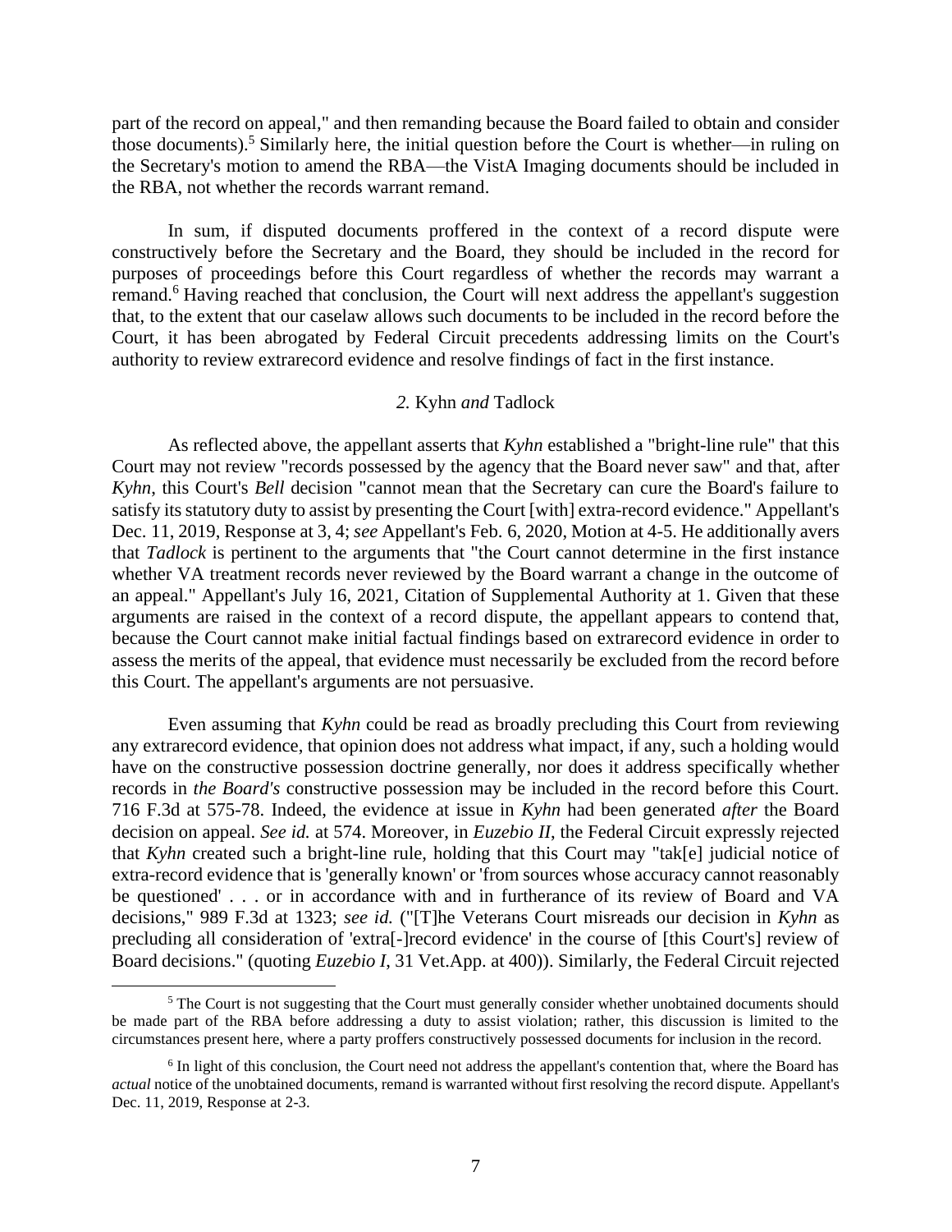part of the record on appeal," and then remanding because the Board failed to obtain and consider those documents).[5] Similarly here, the initial question before the Court is whether—in ruling on the Secretary's motion to amend the RBA—the VistA Imaging documents should be included in the RBA, not whether the records warrant remand.

In sum, if disputed documents proffered in the context of a record dispute were constructively before the Secretary and the Board, they should be included in the record for purposes of proceedings before this Court regardless of whether the records may warrant a remand.[6] Having reached that conclusion, the Court will next address the appellant's suggestion that, to the extent that our caselaw allows such documents to be included in the record before the Court, it has been abrogated by Federal Circuit precedents addressing limits on the Court's authority to review extrarecord evidence and resolve findings of fact in the first instance.

### *2.* Kyhn *and* Tadlock

As reflected above, the appellant asserts that *Kyhn* established a "bright-line rule" that this Court may not review "records possessed by the agency that the Board never saw" and that, after *Kyhn*, this Court's *Bell* decision "cannot mean that the Secretary can cure the Board's failure to satisfy its statutory duty to assist by presenting the Court [with] extra-record evidence." Appellant's Dec. 11, 2019, Response at 3, 4; *see* Appellant's Feb. 6, 2020, Motion at 4-5. He additionally avers that *Tadlock* is pertinent to the arguments that "the Court cannot determine in the first instance whether VA treatment records never reviewed by the Board warrant a change in the outcome of an appeal." Appellant's July 16, 2021, Citation of Supplemental Authority at 1. Given that these arguments are raised in the context of a record dispute, the appellant appears to contend that, because the Court cannot make initial factual findings based on extrarecord evidence in order to assess the merits of the appeal, that evidence must necessarily be excluded from the record before this Court. The appellant's arguments are not persuasive.

Even assuming that *Kyhn* could be read as broadly precluding this Court from reviewing any extrarecord evidence, that opinion does not address what impact, if any, such a holding would have on the constructive possession doctrine generally, nor does it address specifically whether records in *the Board's* constructive possession may be included in the record before this Court. 716 F.3d at 575-78. Indeed, the evidence at issue in *Kyhn* had been generated *after* the Board decision on appeal. *See id.* at 574. Moreover, in *Euzebio II*, the Federal Circuit expressly rejected that *Kyhn* created such a bright-line rule, holding that this Court may "tak[e] judicial notice of extra-record evidence that is 'generally known' or 'from sources whose accuracy cannot reasonably be questioned' . . . or in accordance with and in furtherance of its review of Board and VA decisions," 989 F.3d at 1323; *see id.* ("[T]he Veterans Court misreads our decision in *Kyhn* as precluding all consideration of 'extra[-]record evidence' in the course of [this Court's] review of Board decisions." (quoting *Euzebio I*, 31 Vet.App. at 400)). Similarly, the Federal Circuit rejected

[5] The Court is not suggesting that the Court must generally consider whether unobtained documents should be made part of the RBA before addressing a duty to assist violation; rather, this discussion is limited to the circumstances present here, where a party proffers constructively possessed documents for inclusion in the record.

[6] In light of this conclusion, the Court need not address the appellant's contention that, where the Board has *actual* notice of the unobtained documents, remand is warranted without first resolving the record dispute. Appellant's Dec. 11, 2019, Response at 2-3.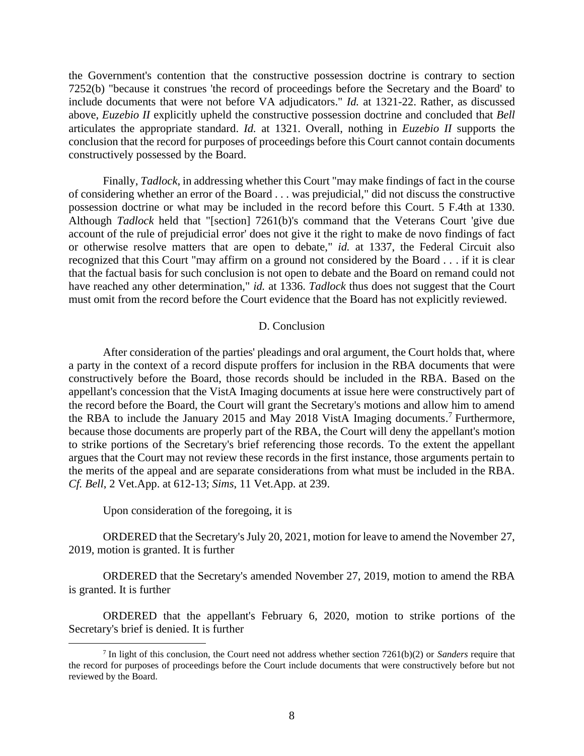the Government's contention that the constructive possession doctrine is contrary to section 7252(b) "because it construes 'the record of proceedings before the Secretary and the Board' to include documents that were not before VA adjudicators." *Id.* at 1321-22. Rather, as discussed above, *Euzebio II* explicitly upheld the constructive possession doctrine and concluded that *Bell* articulates the appropriate standard. *Id.* at 1321. Overall, nothing in *Euzebio II* supports the conclusion that the record for purposes of proceedings before this Court cannot contain documents constructively possessed by the Board.

Finally, *Tadlock*, in addressing whether this Court "may make findings of fact in the course of considering whether an error of the Board . . . was prejudicial," did not discuss the constructive possession doctrine or what may be included in the record before this Court. 5 F.4th at 1330. Although *Tadlock* held that "[section] 7261(b)'s command that the Veterans Court 'give due account of the rule of prejudicial error' does not give it the right to make de novo findings of fact or otherwise resolve matters that are open to debate," *id.* at 1337, the Federal Circuit also recognized that this Court "may affirm on a ground not considered by the Board . . . if it is clear that the factual basis for such conclusion is not open to debate and the Board on remand could not have reached any other determination," *id.* at 1336. *Tadlock* thus does not suggest that the Court must omit from the record before the Court evidence that the Board has not explicitly reviewed.

### D. Conclusion

After consideration of the parties' pleadings and oral argument, the Court holds that, where a party in the context of a record dispute proffers for inclusion in the RBA documents that were constructively before the Board, those records should be included in the RBA. Based on the appellant's concession that the VistA Imaging documents at issue here were constructively part of the record before the Board, the Court will grant the Secretary's motions and allow him to amend the RBA to include the January 2015 and May 2018 VistA Imaging documents.[7] Furthermore, because those documents are properly part of the RBA, the Court will deny the appellant's motion to strike portions of the Secretary's brief referencing those records. To the extent the appellant argues that the Court may not review these records in the first instance, those arguments pertain to the merits of the appeal and are separate considerations from what must be included in the RBA. *Cf. Bell*, 2 Vet.App. at 612-13; *Sims*, 11 Vet.App. at 239.

Upon consideration of the foregoing, it is

ORDERED that the Secretary's July 20, 2021, motion for leave to amend the November 27, 2019, motion is granted. It is further

ORDERED that the Secretary's amended November 27, 2019, motion to amend the RBA is granted. It is further

ORDERED that the appellant's February 6, 2020, motion to strike portions of the Secretary's brief is denied. It is further

---

[7] In light of this conclusion, the Court need not address whether section 7261(b)(2) or *Sanders* require that the record for purposes of proceedings before the Court include documents that were constructively before but not reviewed by the Board.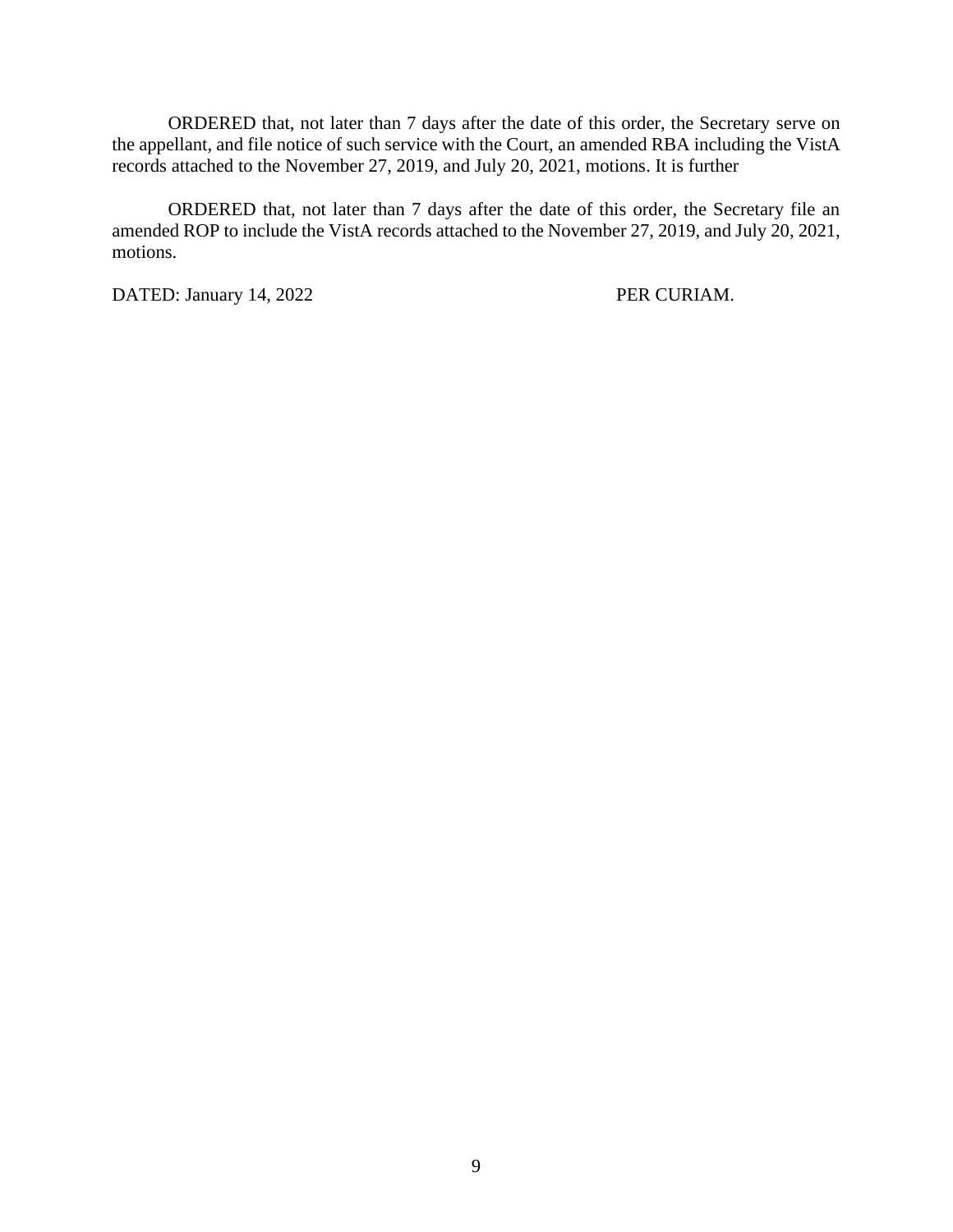ORDERED that, not later than 7 days after the date of this order, the Secretary serve on the appellant, and file notice of such service with the Court, an amended RBA including the VistA records attached to the November 27, 2019, and July 20, 2021, motions. It is further

ORDERED that, not later than 7 days after the date of this order, the Secretary file an amended ROP to include the VistA records attached to the November 27, 2019, and July 20, 2021, motions.

DATED: January 14, 2022 PER CURIAM.